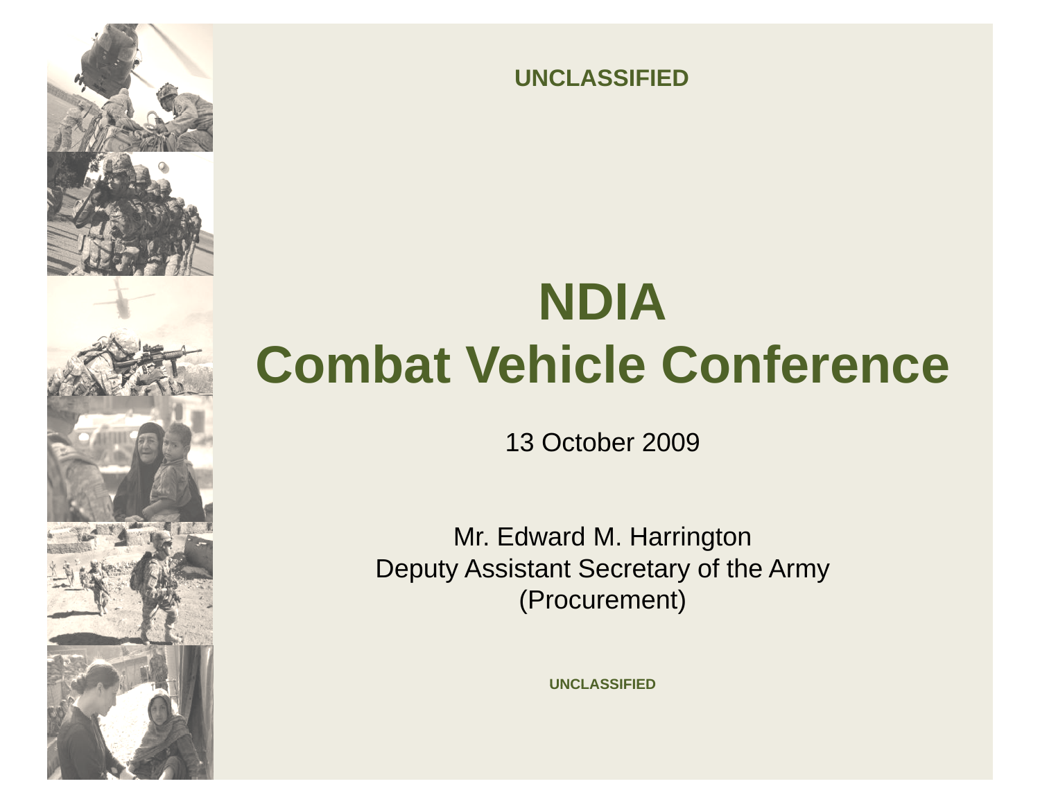UNCLASSIFIED

# NDIA
# Combat Vehicle Conference

13 October 2009

Mr. Edward M. Harrington
Deputy Assistant Secretary of the Army
(Procurement)

UNCLASSIFIED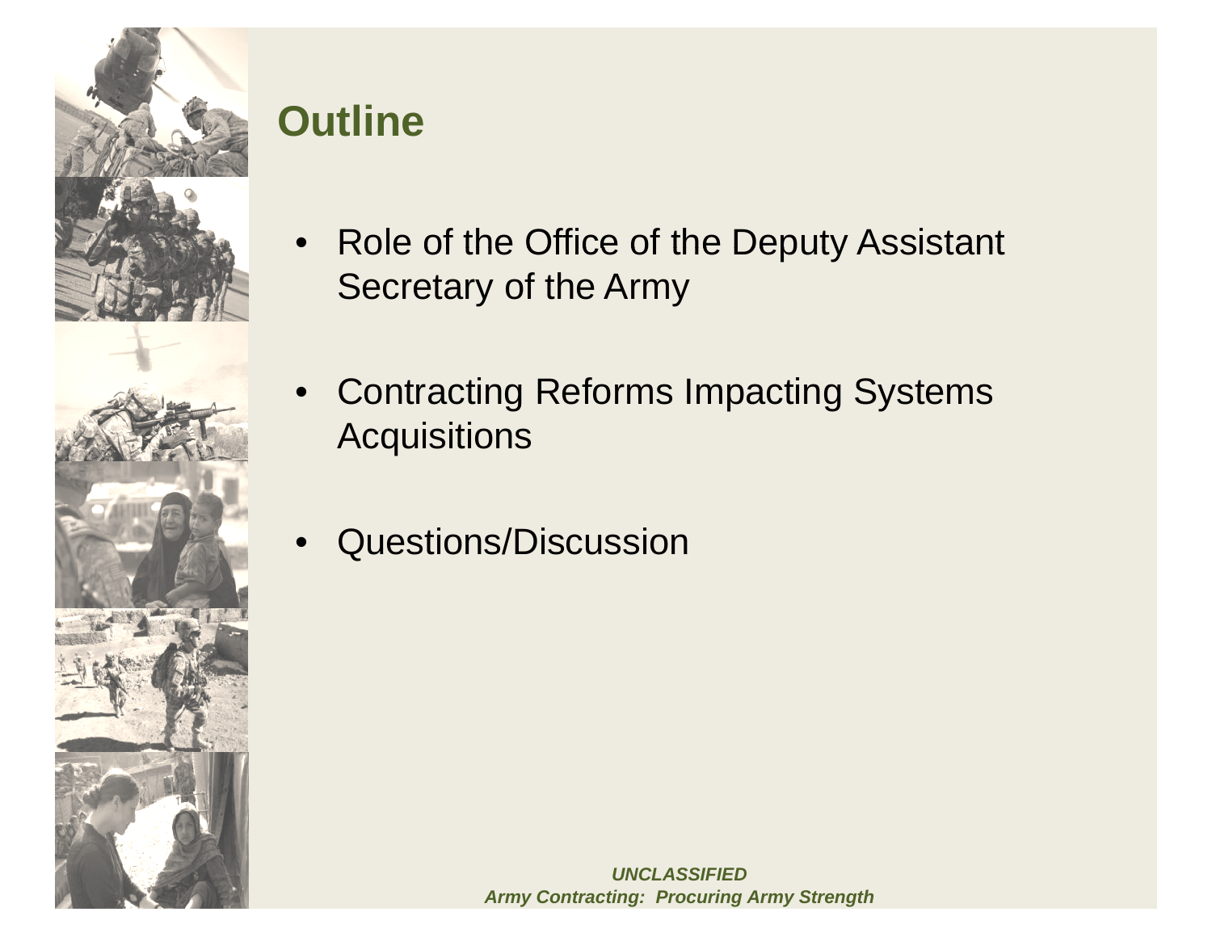# Outline

- Role of the Office of the Deputy Assistant Secretary of the Army
- Contracting Reforms Impacting Systems Acquisitions
- Questions/Discussion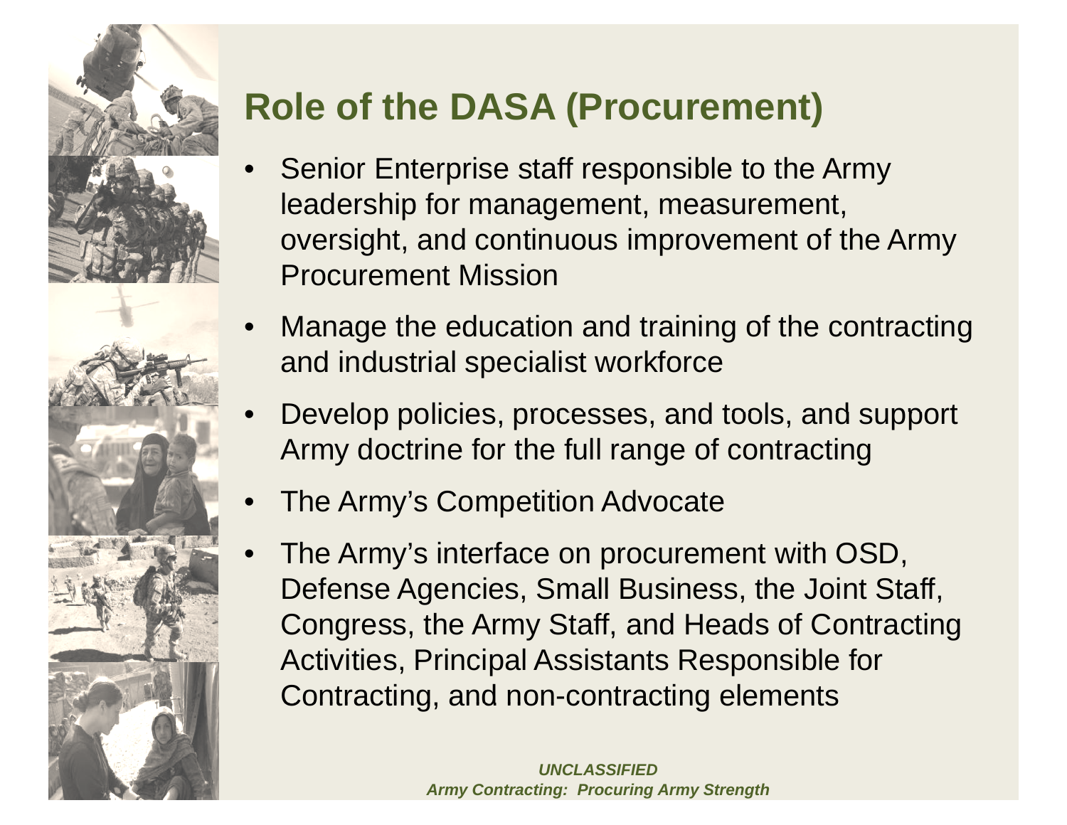# Role of the DASA (Procurement)

- Senior Enterprise staff responsible to the Army leadership for management, measurement, oversight, and continuous improvement of the Army Procurement Mission
- Manage the education and training of the contracting and industrial specialist workforce
- Develop policies, processes, and tools, and support Army doctrine for the full range of contracting
- The Army's Competition Advocate
- The Army's interface on procurement with OSD, Defense Agencies, Small Business, the Joint Staff, Congress, the Army Staff, and Heads of Contracting Activities, Principal Assistants Responsible for Contracting, and non-contracting elements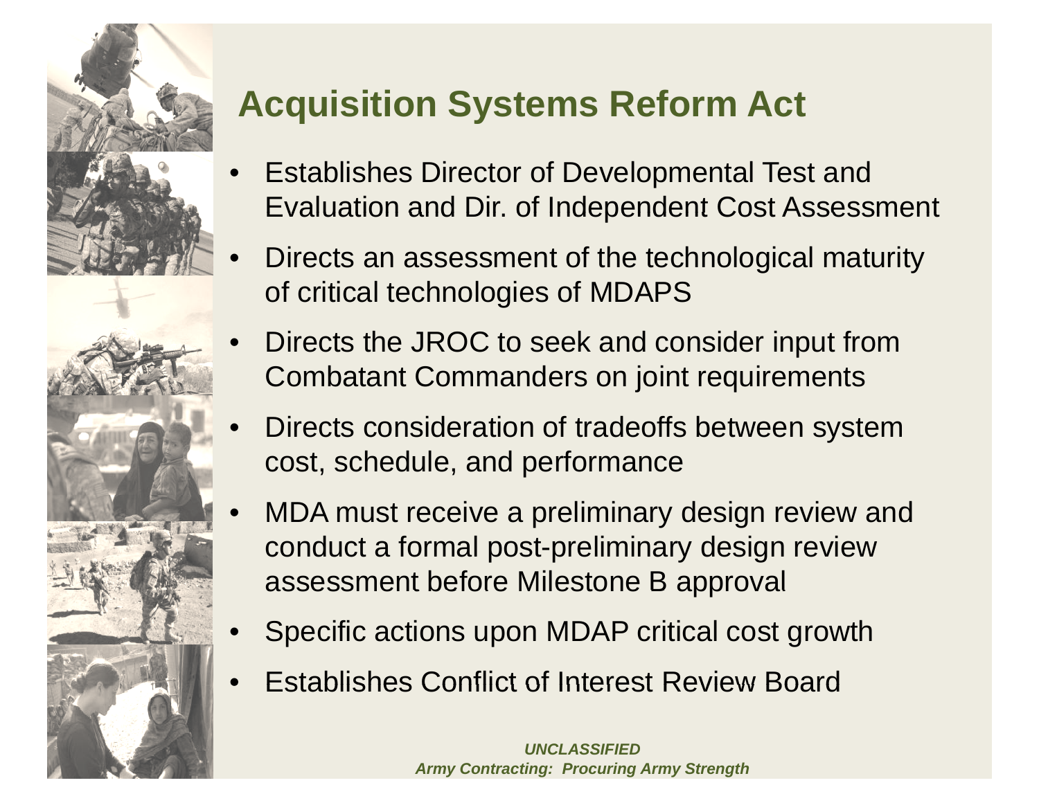# Acquisition Systems Reform Act

- Establishes Director of Developmental Test and Evaluation and Dir. of Independent Cost Assessment
- Directs an assessment of the technological maturity of critical technologies of MDAPS
- Directs the JROC to seek and consider input from Combatant Commanders on joint requirements
- Directs consideration of tradeoffs between system cost, schedule, and performance
- MDA must receive a preliminary design review and conduct a formal post-preliminary design review assessment before Milestone B approval
- Specific actions upon MDAP critical cost growth
- Establishes Conflict of Interest Review Board

***UNCLASSIFIED***
***Army Contracting: Procuring Army Strength***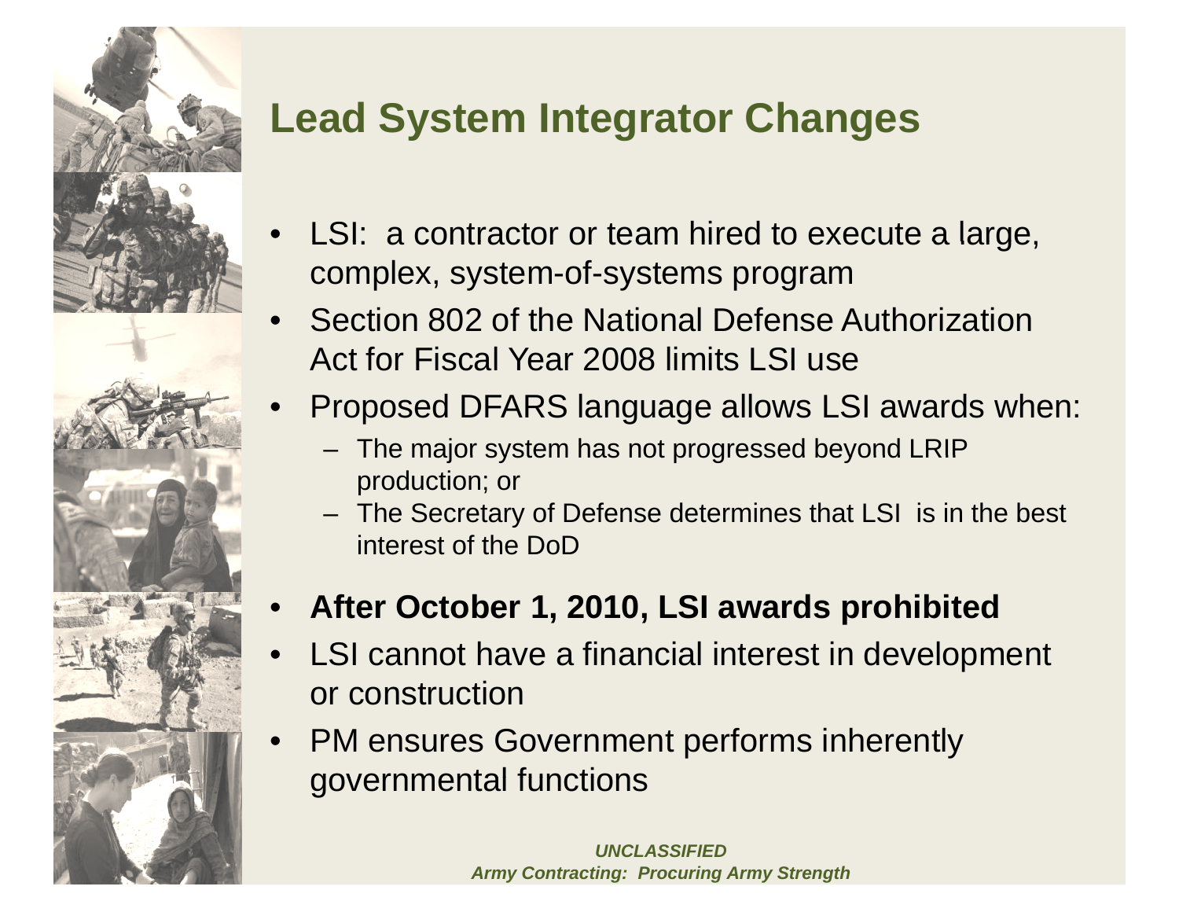# Lead System Integrator Changes

- LSI: a contractor or team hired to execute a large, complex, system-of-systems program
- Section 802 of the National Defense Authorization Act for Fiscal Year 2008 limits LSI use
- Proposed DFARS language allows LSI awards when:
  - The major system has not progressed beyond LRIP production; or
  - The Secretary of Defense determines that LSI is in the best interest of the DoD
- **After October 1, 2010, LSI awards prohibited**
- LSI cannot have a financial interest in development or construction
- PM ensures Government performs inherently governmental functions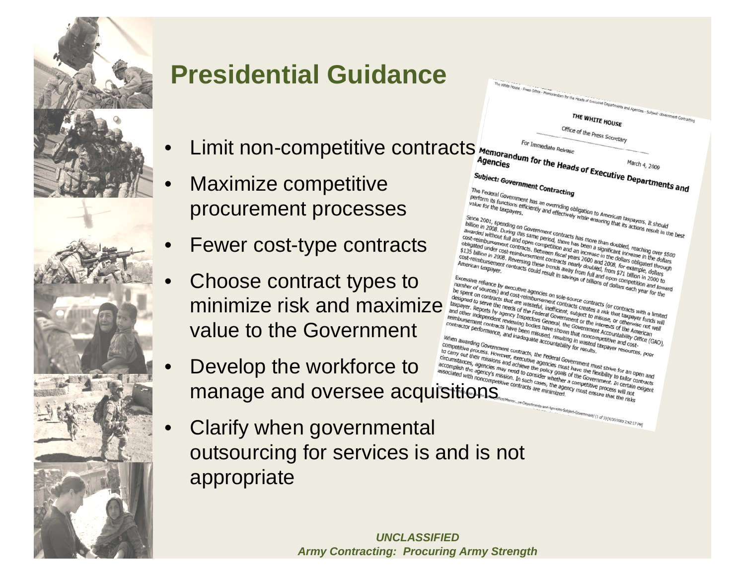# Presidential Guidance

- Limit non-competitive contracts
- Maximize competitive procurement processes
- Fewer cost-type contracts
- Choose contract types to minimize risk and maximize value to the Government
- Develop the workforce to manage and oversee acquisitions
- Clarify when governmental outsourcing for services is and is not appropriate

The White House - Press Office - Memorandum for the Heads of Executive Departments and Agencies - Subject: Government Contracting

THE WHITE HOUSE

Office of the Press Secretary

For Immediate Release

March 4, 2009

**Memorandum for the Heads of Executive Departments and Agencies**

**Subject: Government Contracting**

The Federal Government has an overriding obligation to American taxpayers. It should perform its functions efficiently and effectively while ensuring that its actions result in the best value for the taxpayers.

Since 2001, spending on Government contracts has more than doubled, reaching over $500 billion in 2008. During this same period, there has been a significant increase in the dollars awarded without full and open competition and an increase in the dollars obligated through cost-reimbursement contracts. Between fiscal years 2000 and 2008, for example, dollars obligated under cost-reimbursement contracts nearly doubled, from $71 billion in 2000 to $135 billion in 2008. Reversing these trends away from full and open competition and toward cost-reimbursement contracts could result in savings of billions of dollars each year for the American taxpayer.

Excessive reliance by executive agencies on sole-source contracts (or contracts with a limited number of sources) and cost-reimbursement contracts creates a risk that taxpayer funds will be spent on contracts that are wasteful, inefficient, subject to misuse, or otherwise not well designed to serve the needs of the Federal Government or the interests of the American taxpayer. Reports by agency Inspectors General, the Government Accountability Office (GAO), and other independent reviewing bodies have shown that noncompetitive and cost-reimbursement contracts have been misused, resulting in wasted taxpayer resources, poor contractor performance, and inadequate accountability for results.

When awarding Government contracts, the Federal Government must strive for an open and competitive process. However, executive agencies must have the flexibility to tailor contracts to carry out their missions and achieve the policy goals of the Government. In certain exigent circumstances, agencies may need to consider whether a competitive process will not accomplish the agency's mission. In such cases, the agency must ensure that the risks associated with noncompetitive contracts are minimized.

*UNCLASSIFIED*

***Army Contracting: Procuring Army Strength***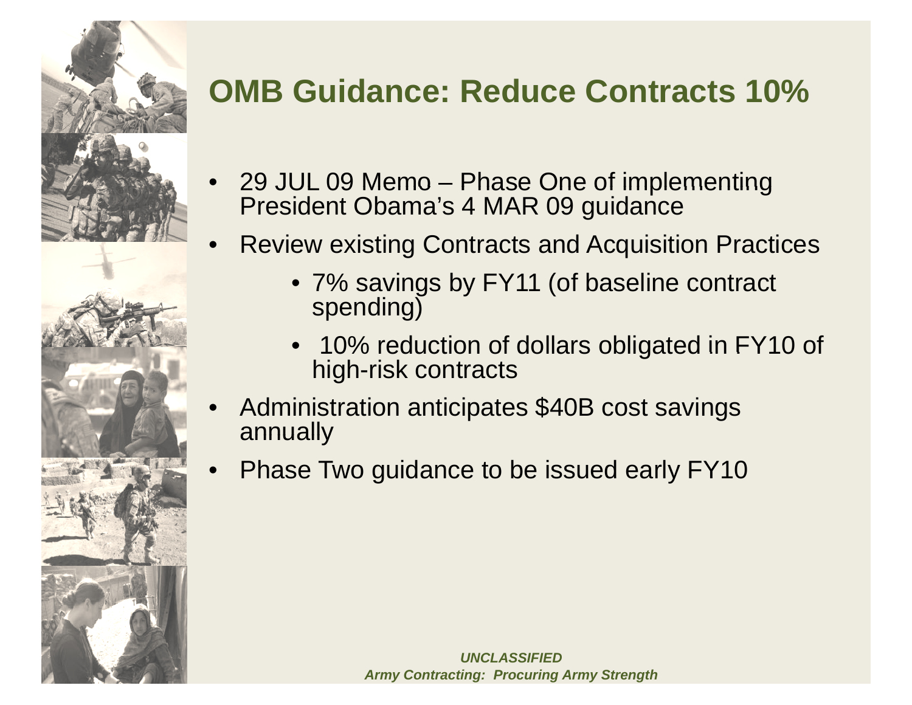# OMB Guidance: Reduce Contracts 10%

- 29 JUL 09 Memo – Phase One of implementing President Obama's 4 MAR 09 guidance
- Review existing Contracts and Acquisition Practices
  - 7% savings by FY11 (of baseline contract spending)
  - 10% reduction of dollars obligated in FY10 of high-risk contracts
- Administration anticipates $40B cost savings annually
- Phase Two guidance to be issued early FY10

***UNCLASSIFIED***

***Army Contracting: Procuring Army Strength***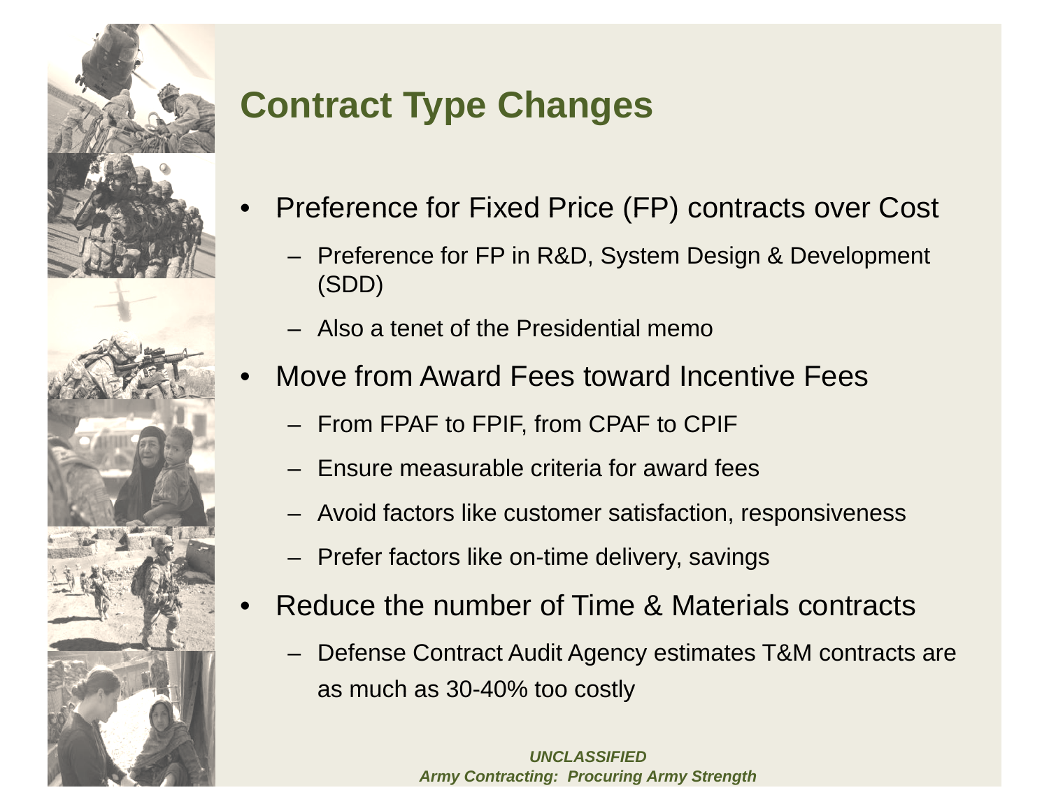# Contract Type Changes

- Preference for Fixed Price (FP) contracts over Cost
  - Preference for FP in R&D, System Design & Development (SDD)
  - Also a tenet of the Presidential memo
- Move from Award Fees toward Incentive Fees
  - From FPAF to FPIF, from CPAF to CPIF
  - Ensure measurable criteria for award fees
  - Avoid factors like customer satisfaction, responsiveness
  - Prefer factors like on-time delivery, savings
- Reduce the number of Time & Materials contracts
  - Defense Contract Audit Agency estimates T&M contracts are as much as 30-40% too costly

***UNCLASSIFIED***
***Army Contracting: Procuring Army Strength***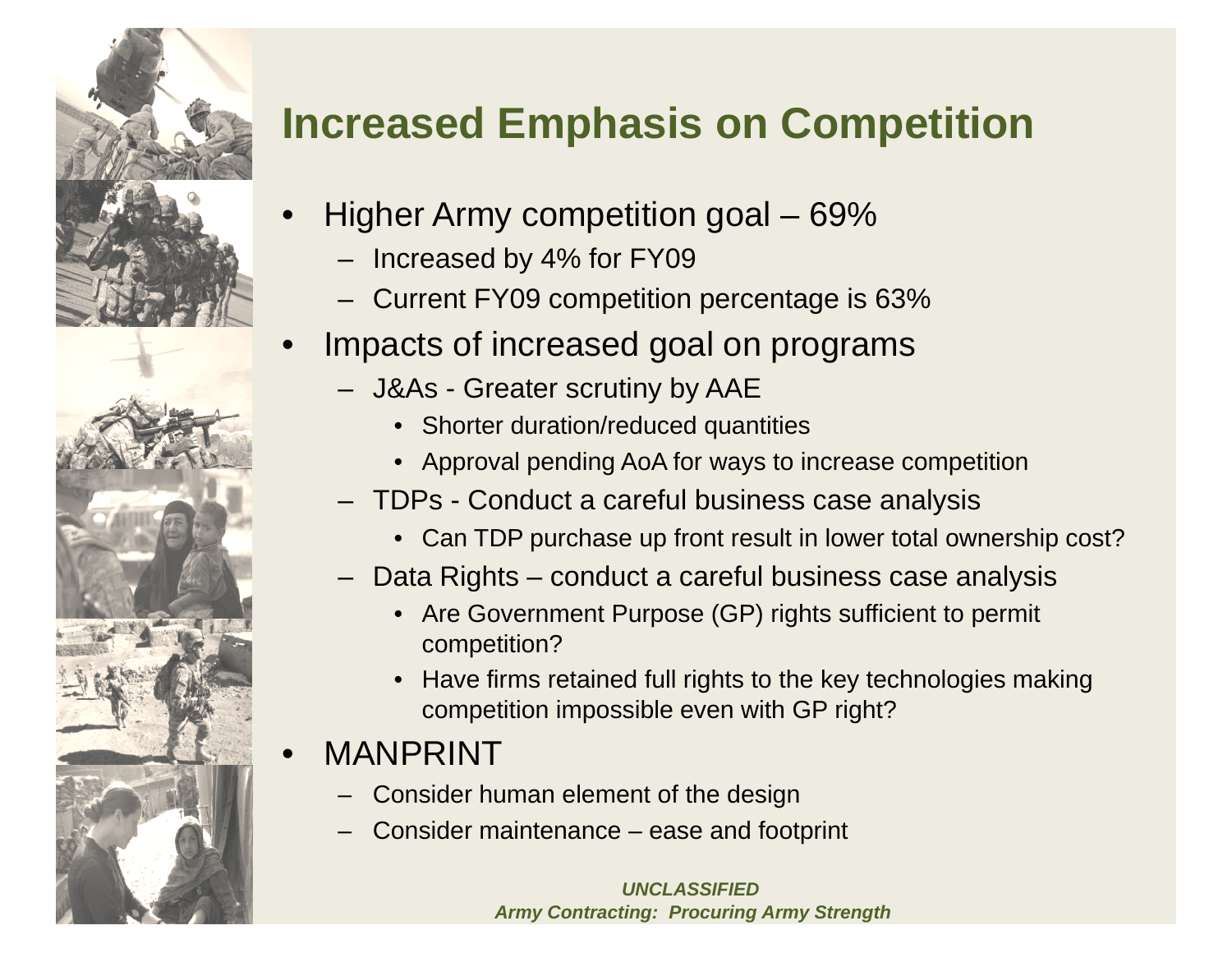# Increased Emphasis on Competition

- Higher Army competition goal – 69%
  - Increased by 4% for FY09
  - Current FY09 competition percentage is 63%
- Impacts of increased goal on programs
  - J&As - Greater scrutiny by AAE
    - Shorter duration/reduced quantities
    - Approval pending AoA for ways to increase competition
  - TDPs - Conduct a careful business case analysis
    - Can TDP purchase up front result in lower total ownership cost?
  - Data Rights – conduct a careful business case analysis
    - Are Government Purpose (GP) rights sufficient to permit competition?
    - Have firms retained full rights to the key technologies making competition impossible even with GP right?
- MANPRINT
  - Consider human element of the design
  - Consider maintenance – ease and footprint

***UNCLASSIFIED***
***Army Contracting: Procuring Army Strength***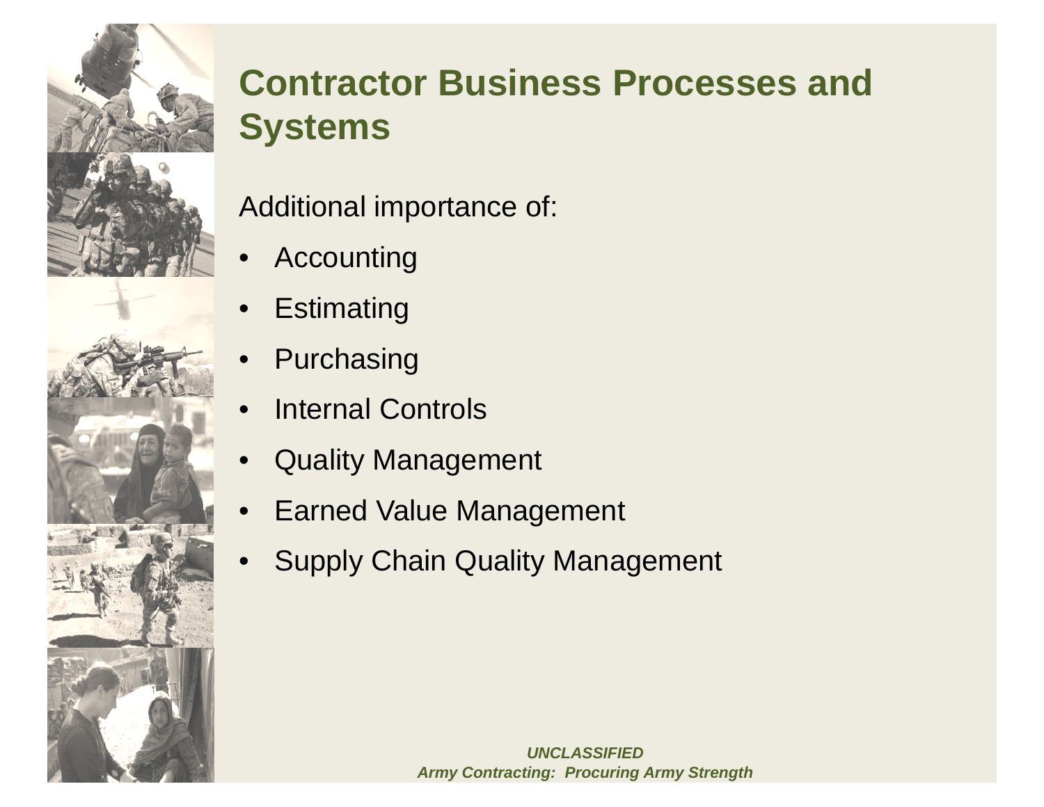# Contractor Business Processes and Systems

Additional importance of:

- Accounting
- Estimating
- Purchasing
- Internal Controls
- Quality Management
- Earned Value Management
- Supply Chain Quality Management

***UNCLASSIFIED***
***Army Contracting: Procuring Army Strength***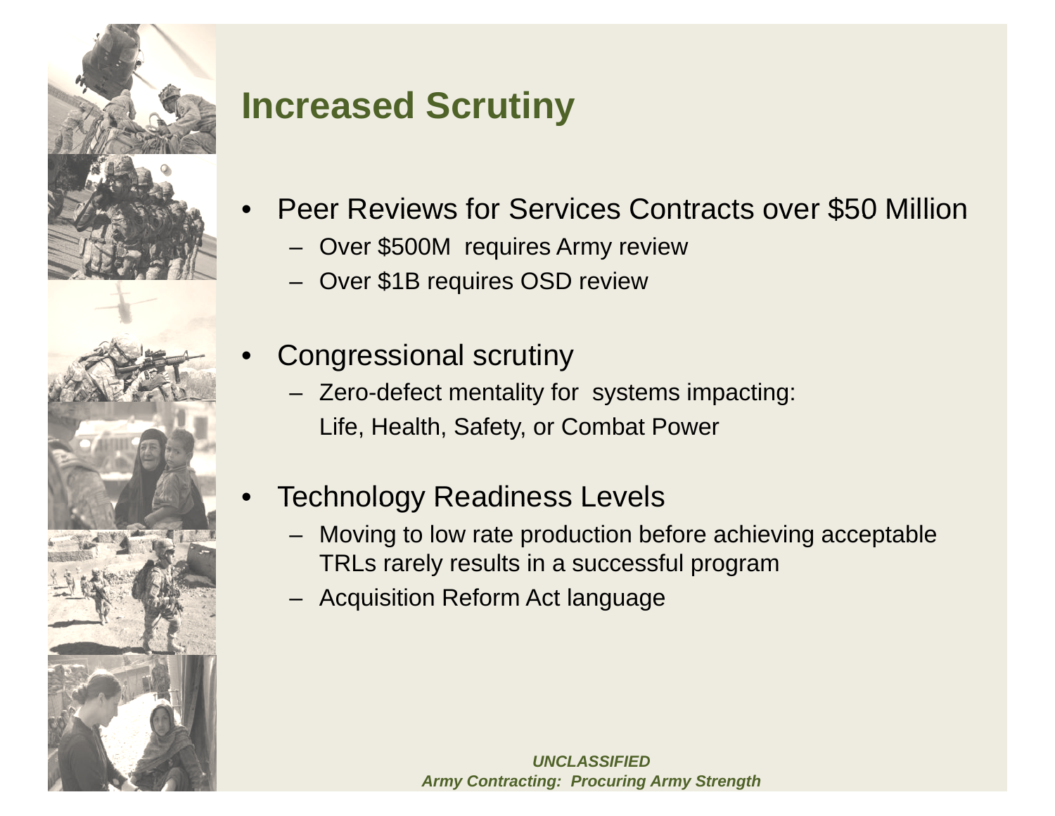# Increased Scrutiny

- Peer Reviews for Services Contracts over $50 Million
  - Over $500M requires Army review
  - Over $1B requires OSD review

- Congressional scrutiny
  - Zero-defect mentality for systems impacting:
    Life, Health, Safety, or Combat Power

- Technology Readiness Levels
  - Moving to low rate production before achieving acceptable TRLs rarely results in a successful program
  - Acquisition Reform Act language

***UNCLASSIFIED***
***Army Contracting: Procuring Army Strength***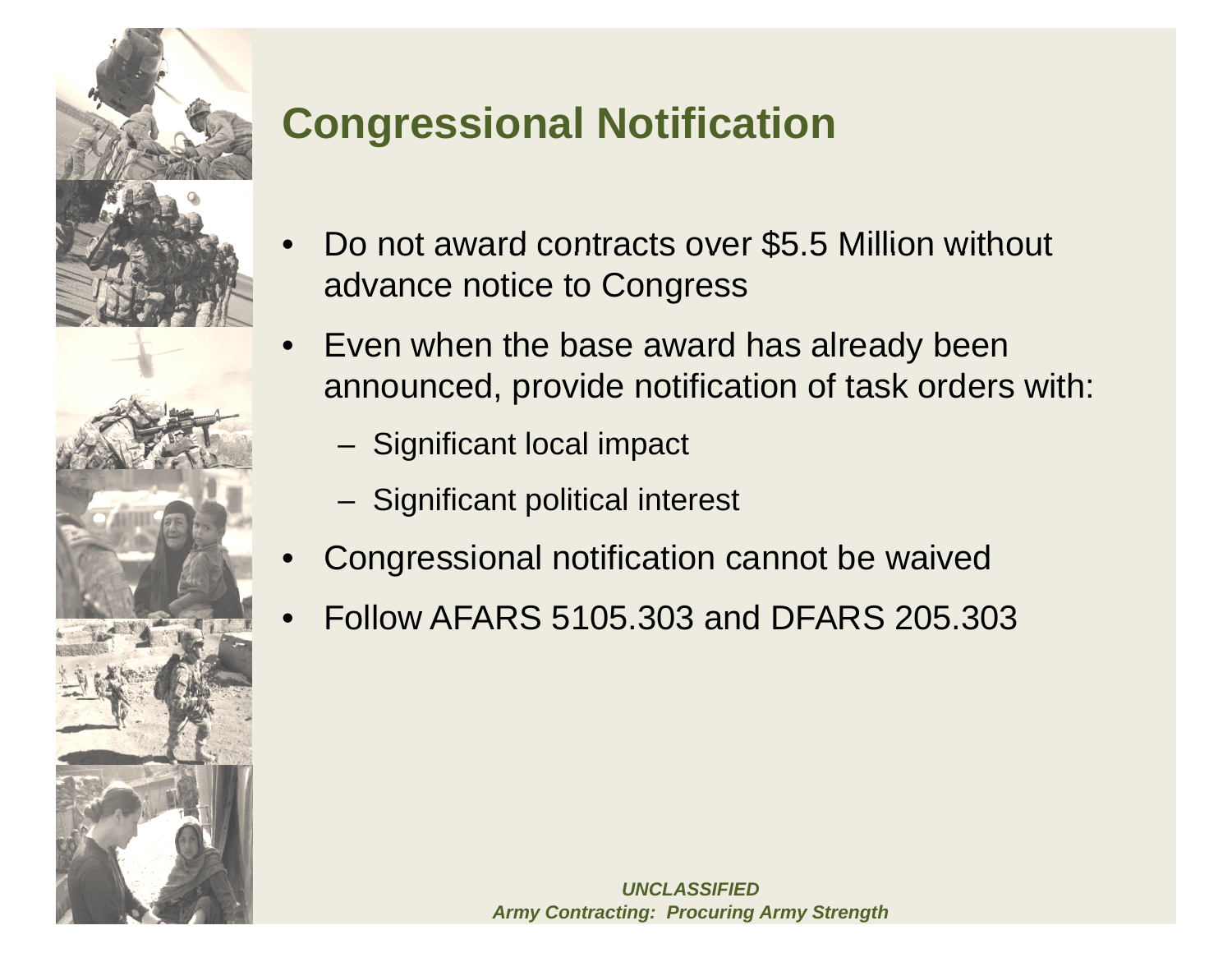# Congressional Notification

- Do not award contracts over $5.5 Million without advance notice to Congress
- Even when the base award has already been announced, provide notification of task orders with:
  - Significant local impact
  - Significant political interest
- Congressional notification cannot be waived
- Follow AFARS 5105.303 and DFARS 205.303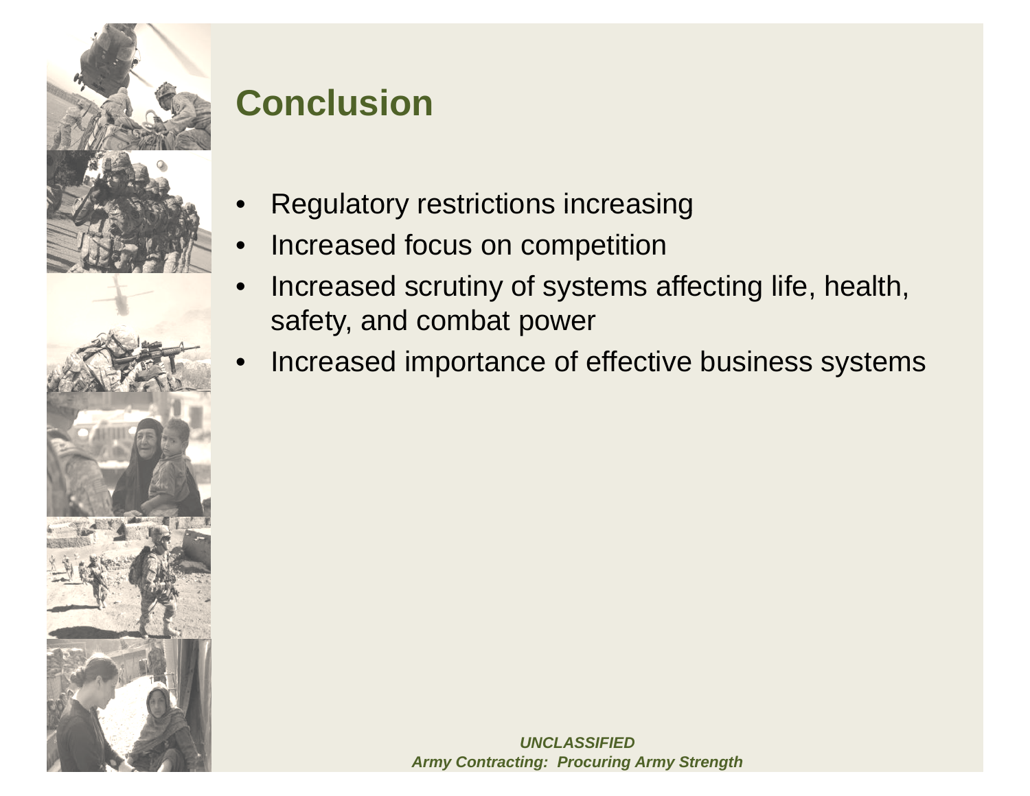## Conclusion

- Regulatory restrictions increasing
- Increased focus on competition
- Increased scrutiny of systems affecting life, health, safety, and combat power
- Increased importance of effective business systems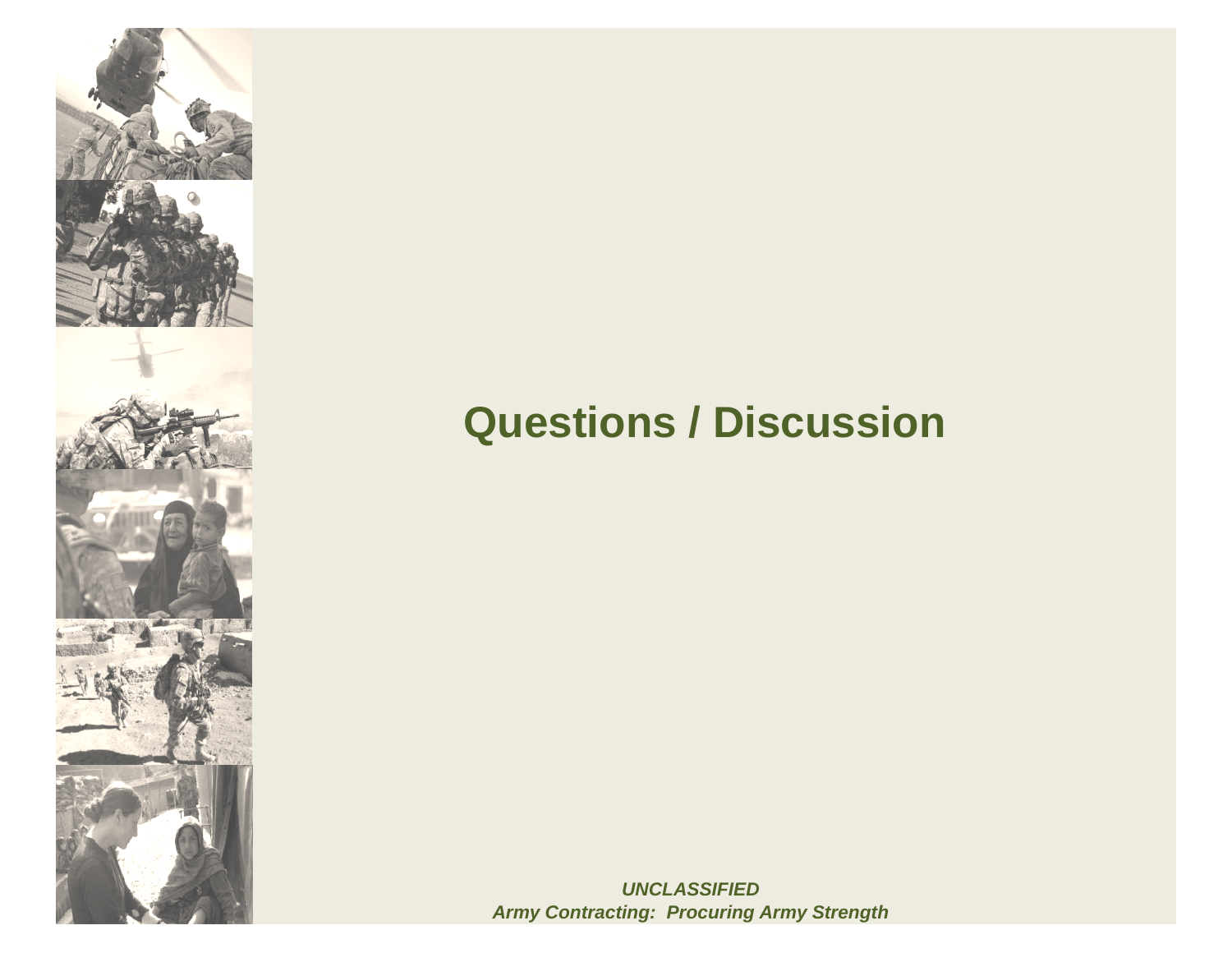# Questions / Discussion

***UNCLASSIFIED***

***Army Contracting: Procuring Army Strength***